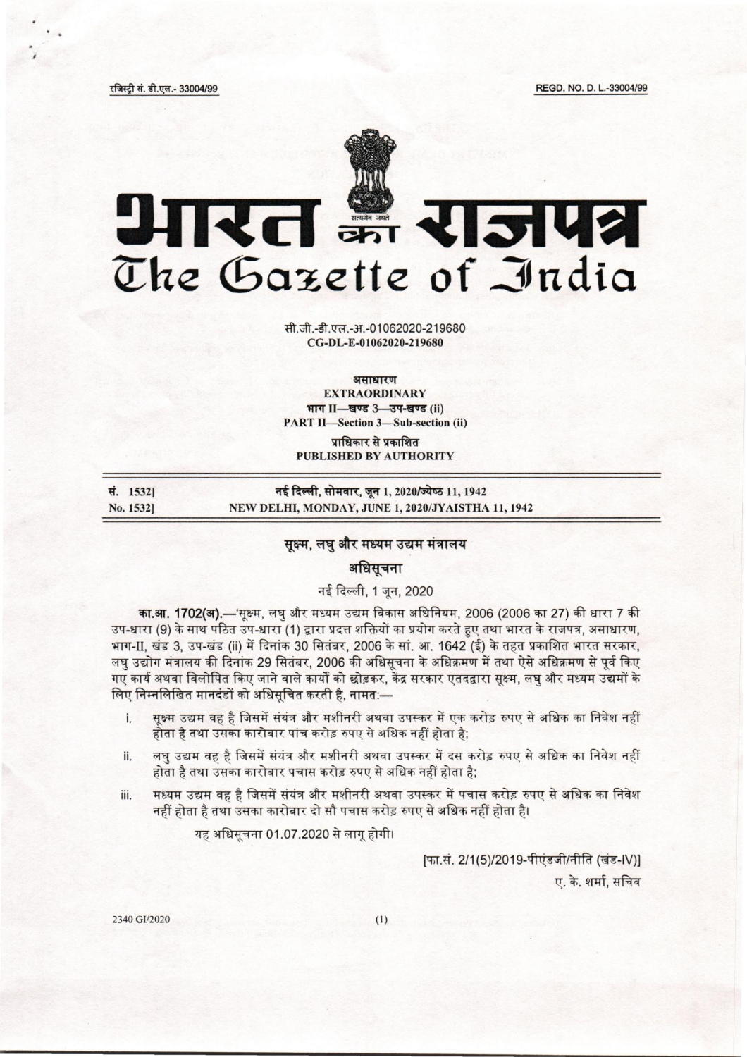रजिस्ट्री सं. डी.एल.- 33004/99 REGD. NO. D. L.-33004/99

# भारत का राजपत्र
# The Gazette of India

सी.जी.-डी.एल.-अ.-01062020-219680
CG-DL-E-01062020-219680

असाधारण
EXTRAORDINARY
भाग II—खण्ड 3—उप-खण्ड (ii)
PART II—Section 3—Sub-section (ii)

प्राधिकार से प्रकाशित
PUBLISHED BY AUTHORITY

सं. 1532] नई दिल्ली, सोमवार, जून 1, 2020/ज्येष्ठ 11, 1942
No. 1532] NEW DELHI, MONDAY, JUNE 1, 2020/JYAISTHA 11, 1942

## सूक्ष्म, लघु और मध्यम उद्यम मंत्रालय

### अधिसूचना

नई दिल्ली, 1 जून, 2020

**का.आ. 1702(अ).**—'सूक्ष्म, लघु और मध्यम उद्यम विकास अधिनियम, 2006 (2006 का 27) की धारा 7 की उप-धारा (9) के साथ पठित उप-धारा (1) द्वारा प्रदत्त शक्तियों का प्रयोग करते हुए तथा भारत के राजपत्र, असाधारण, भाग-II, खंड 3, उप-खंड (ii) में दिनांक 30 सितंबर, 2006 के सां. आ. 1642 (ई) के तहत प्रकाशित भारत सरकार, लघु उद्योग मंत्रालय की दिनांक 29 सितंबर, 2006 की अधिसूचना के अधिक्रमण में तथा ऐसे अधिक्रमण से पूर्व किए गए कार्य अथवा विलोपित किए जाने वाले कार्यों को छोड़कर, केंद्र सरकार एतदद्वारा सूक्ष्म, लघु और मध्यम उद्यमों के लिए निम्नलिखित मानदंडों को अधिसूचित करती है, नामत:—

i. सूक्ष्म उद्यम वह है जिसमें संयंत्र और मशीनरी अथवा उपस्कर में एक करोड़ रुपए से अधिक का निवेश नहीं होता है तथा उसका कारोबार पांच करोड़ रुपए से अधिक नहीं होता है;

ii. लघु उद्यम वह है जिसमें संयंत्र और मशीनरी अथवा उपस्कर में दस करोड़ रुपए से अधिक का निवेश नहीं होता है तथा उसका कारोबार पचास करोड़ रुपए से अधिक नहीं होता है;

iii. मध्यम उद्यम वह है जिसमें संयंत्र और मशीनरी अथवा उपस्कर में पचास करोड़ रुपए से अधिक का निवेश नहीं होता है तथा उसका कारोबार दो सौ पचास करोड़ रुपए से अधिक नहीं होता है।

यह अधिसूचना 01.07.2020 से लागू होगी।

[फा.सं. 2/1(5)/2019-पीएंडजी/नीति (खंड-IV)]

ए. के. शर्मा, सचिव

2340 GI/2020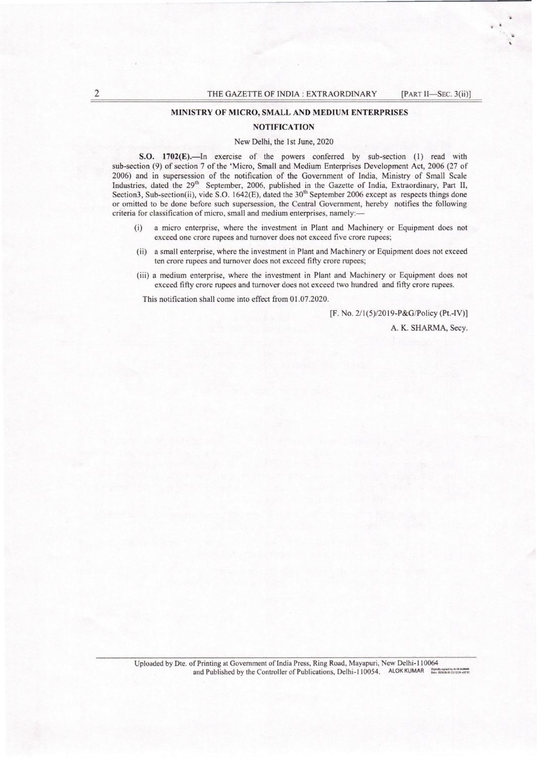## MINISTRY OF MICRO, SMALL AND MEDIUM ENTERPRISES

### NOTIFICATION

New Delhi, the 1st June, 2020

**S.O. 1702(E).**—In exercise of the powers conferred by sub-section (1) read with sub-section (9) of section 7 of the 'Micro, Small and Medium Enterprises Development Act, 2006 (27 of 2006) and in supersession of the notification of the Government of India, Ministry of Small Scale Industries, dated the 29th September, 2006, published in the Gazette of India, Extraordinary, Part II, Section3, Sub-section(ii), vide S.O. 1642(E), dated the 30th September 2006 except as respects things done or omitted to be done before such supersession, the Central Government, hereby notifies the following criteria for classification of micro, small and medium enterprises, namely:—

(i) a micro enterprise, where the investment in Plant and Machinery or Equipment does not exceed one crore rupees and turnover does not exceed five crore rupees;

(ii) a small enterprise, where the investment in Plant and Machinery or Equipment does not exceed ten crore rupees and turnover does not exceed fifty crore rupees;

(iii) a medium enterprise, where the investment in Plant and Machinery or Equipment does not exceed fifty crore rupees and turnover does not exceed two hundred and fifty crore rupees.

This notification shall come into effect from 01.07.2020.

[F. No. 2/1(5)/2019-P&G/Policy (Pt.-IV)]

A. K. SHARMA, Secy.

Uploaded by Dte. of Printing at Government of India Press, Ring Road, Mayapuri, New Delhi-110064 and Published by the Controller of Publications, Delhi-110054. ALOK KUMAR